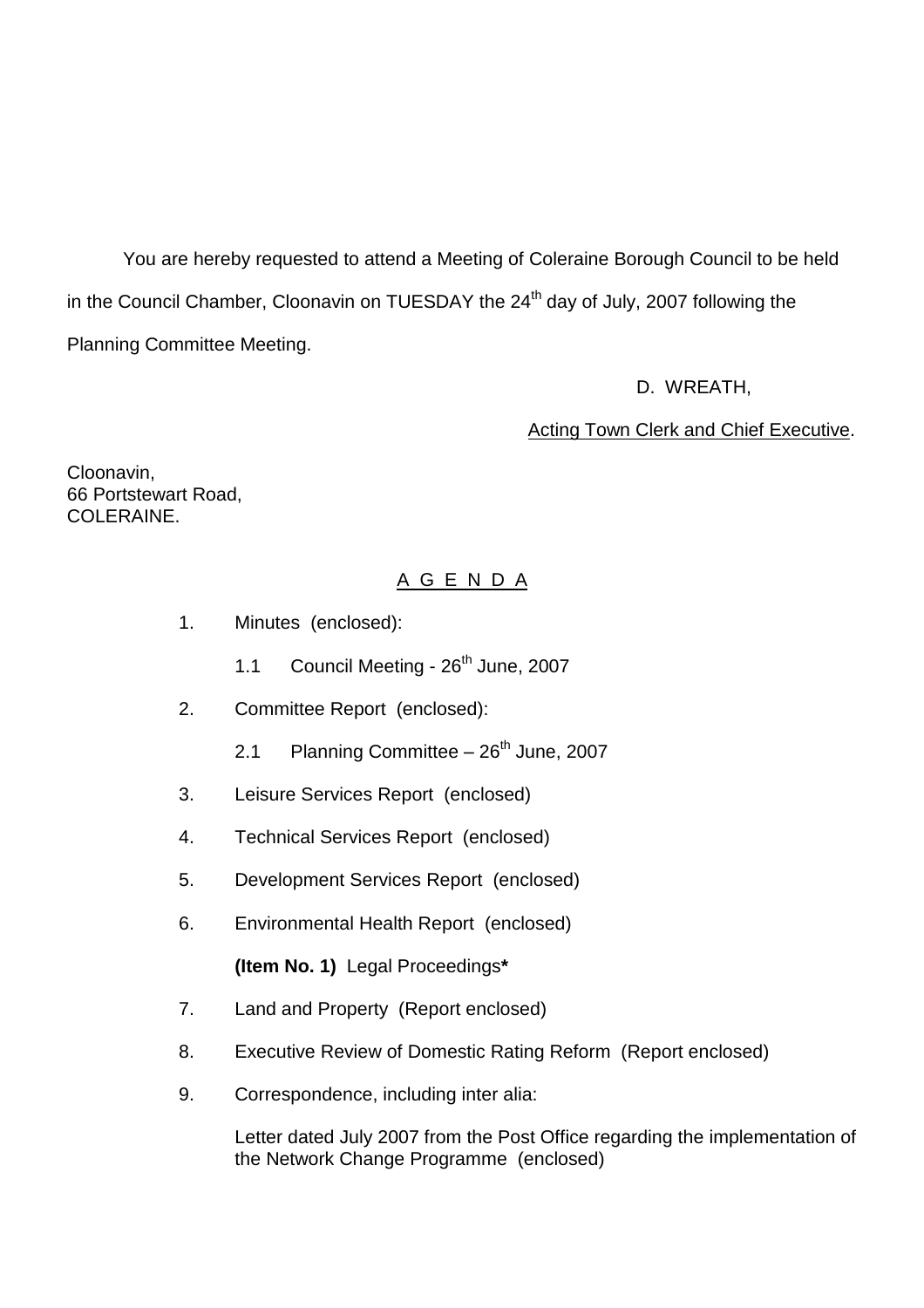You are hereby requested to attend a Meeting of Coleraine Borough Council to be held in the Council Chamber, Cloonavin on TUESDAY the 24th day of July, 2007 following the Planning Committee Meeting.

D. WREATH,

Acting Town Clerk and Chief Executive.

Cloonavin,
66 Portstewart Road,
COLERAINE.

## A G E N D A

1. Minutes (enclosed):

   1.1 Council Meeting - 26th June, 2007

2. Committee Report (enclosed):

   2.1 Planning Committee – 26th June, 2007

3. Leisure Services Report (enclosed)

4. Technical Services Report (enclosed)

5. Development Services Report (enclosed)

6. Environmental Health Report (enclosed)

   **(Item No. 1)** Legal Proceedings**\***

7. Land and Property (Report enclosed)

8. Executive Review of Domestic Rating Reform (Report enclosed)

9. Correspondence, including inter alia:

   Letter dated July 2007 from the Post Office regarding the implementation of the Network Change Programme (enclosed)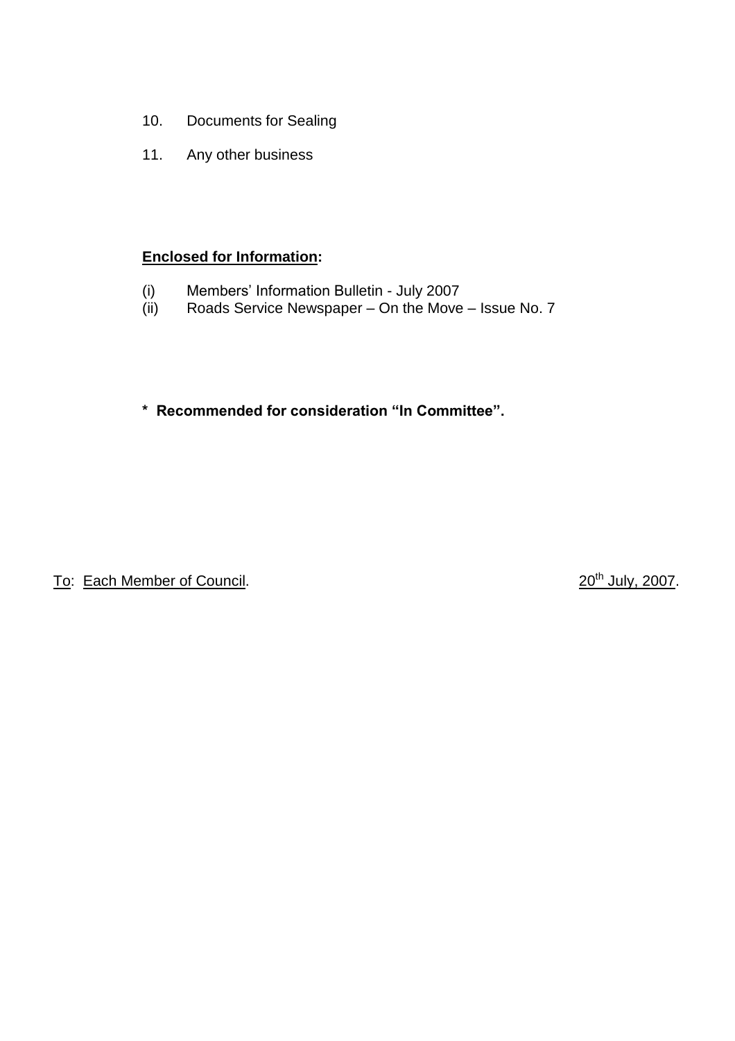10. Documents for Sealing

11. Any other business

**Enclosed for Information:**

(i) Members' Information Bulletin - July 2007
(ii) Roads Service Newspaper – On the Move – Issue No. 7

**\* Recommended for consideration "In Committee".**

To: Each Member of Council. 20th July, 2007.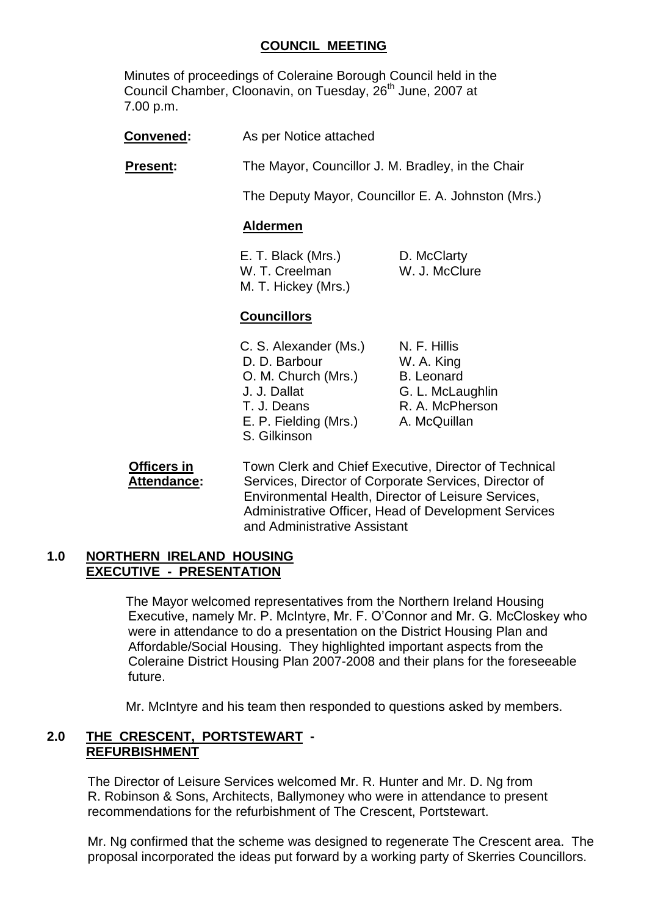## COUNCIL MEETING

Minutes of proceedings of Coleraine Borough Council held in the Council Chamber, Cloonavin, on Tuesday, 26th June, 2007 at 7.00 p.m.

**Convened:** As per Notice attached

**Present:** The Mayor, Councillor J. M. Bradley, in the Chair

The Deputy Mayor, Councillor E. A. Johnston (Mrs.)

**Aldermen**

E. T. Black (Mrs.)
D. McClarty
W. T. Creelman
W. J. McClure
M. T. Hickey (Mrs.)

**Councillors**

C. S. Alexander (Ms.)
N. F. Hillis
D. D. Barbour
W. A. King
O. M. Church (Mrs.)
B. Leonard
J. J. Dallat
G. L. McLaughlin
T. J. Deans
R. A. McPherson
E. P. Fielding (Mrs.)
A. McQuillan
S. Gilkinson

**Officers in Attendance:** Town Clerk and Chief Executive, Director of Technical Services, Director of Corporate Services, Director of Environmental Health, Director of Leisure Services, Administrative Officer, Head of Development Services and Administrative Assistant

### 1.0 NORTHERN IRELAND HOUSING EXECUTIVE - PRESENTATION

The Mayor welcomed representatives from the Northern Ireland Housing Executive, namely Mr. P. McIntyre, Mr. F. O'Connor and Mr. G. McCloskey who were in attendance to do a presentation on the District Housing Plan and Affordable/Social Housing. They highlighted important aspects from the Coleraine District Housing Plan 2007-2008 and their plans for the foreseeable future.

Mr. McIntyre and his team then responded to questions asked by members.

### 2.0 THE CRESCENT, PORTSTEWART - REFURBISHMENT

The Director of Leisure Services welcomed Mr. R. Hunter and Mr. D. Ng from R. Robinson & Sons, Architects, Ballymoney who were in attendance to present recommendations for the refurbishment of The Crescent, Portstewart.

Mr. Ng confirmed that the scheme was designed to regenerate The Crescent area. The proposal incorporated the ideas put forward by a working party of Skerries Councillors.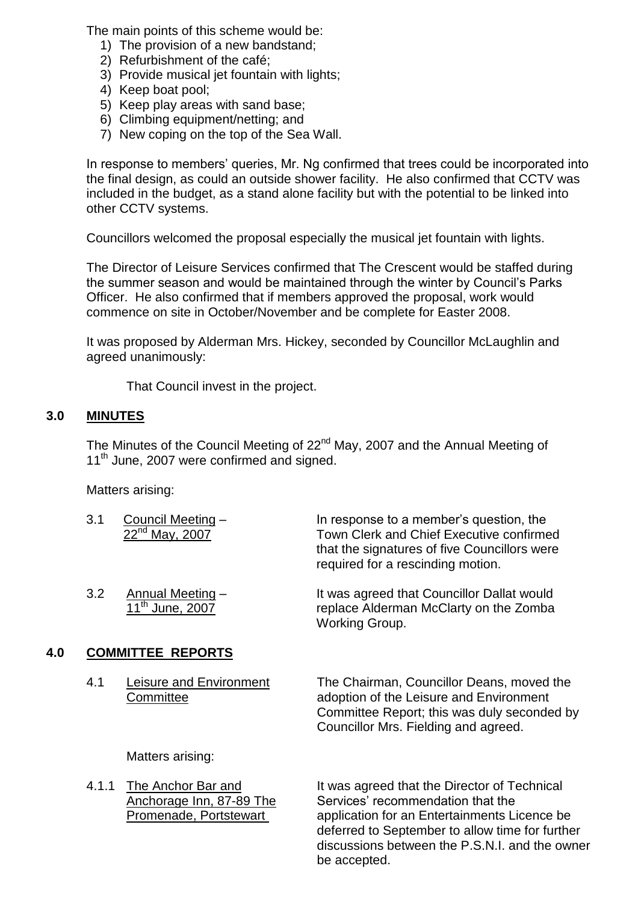The main points of this scheme would be:

1) The provision of a new bandstand;
2) Refurbishment of the café;
3) Provide musical jet fountain with lights;
4) Keep boat pool;
5) Keep play areas with sand base;
6) Climbing equipment/netting; and
7) New coping on the top of the Sea Wall.

In response to members' queries, Mr. Ng confirmed that trees could be incorporated into the final design, as could an outside shower facility. He also confirmed that CCTV was included in the budget, as a stand alone facility but with the potential to be linked into other CCTV systems.

Councillors welcomed the proposal especially the musical jet fountain with lights.

The Director of Leisure Services confirmed that The Crescent would be staffed during the summer season and would be maintained through the winter by Council's Parks Officer. He also confirmed that if members approved the proposal, work would commence on site in October/November and be complete for Easter 2008.

It was proposed by Alderman Mrs. Hickey, seconded by Councillor McLaughlin and agreed unanimously:

> That Council invest in the project.

## 3.0 MINUTES

The Minutes of the Council Meeting of 22nd May, 2007 and the Annual Meeting of 11th June, 2007 were confirmed and signed.

Matters arising:

**3.1 Council Meeting – 22nd May, 2007**

In response to a member's question, the Town Clerk and Chief Executive confirmed that the signatures of five Councillors were required for a rescinding motion.

**3.2 Annual Meeting – 11th June, 2007**

It was agreed that Councillor Dallat would replace Alderman McClarty on the Zomba Working Group.

## 4.0 COMMITTEE REPORTS

**4.1 Leisure and Environment Committee**

The Chairman, Councillor Deans, moved the adoption of the Leisure and Environment Committee Report; this was duly seconded by Councillor Mrs. Fielding and agreed.

Matters arising:

**4.1.1 The Anchor Bar and Anchorage Inn, 87-89 The Promenade, Portstewart**

It was agreed that the Director of Technical Services' recommendation that the application for an Entertainments Licence be deferred to September to allow time for further discussions between the P.S.N.I. and the owner be accepted.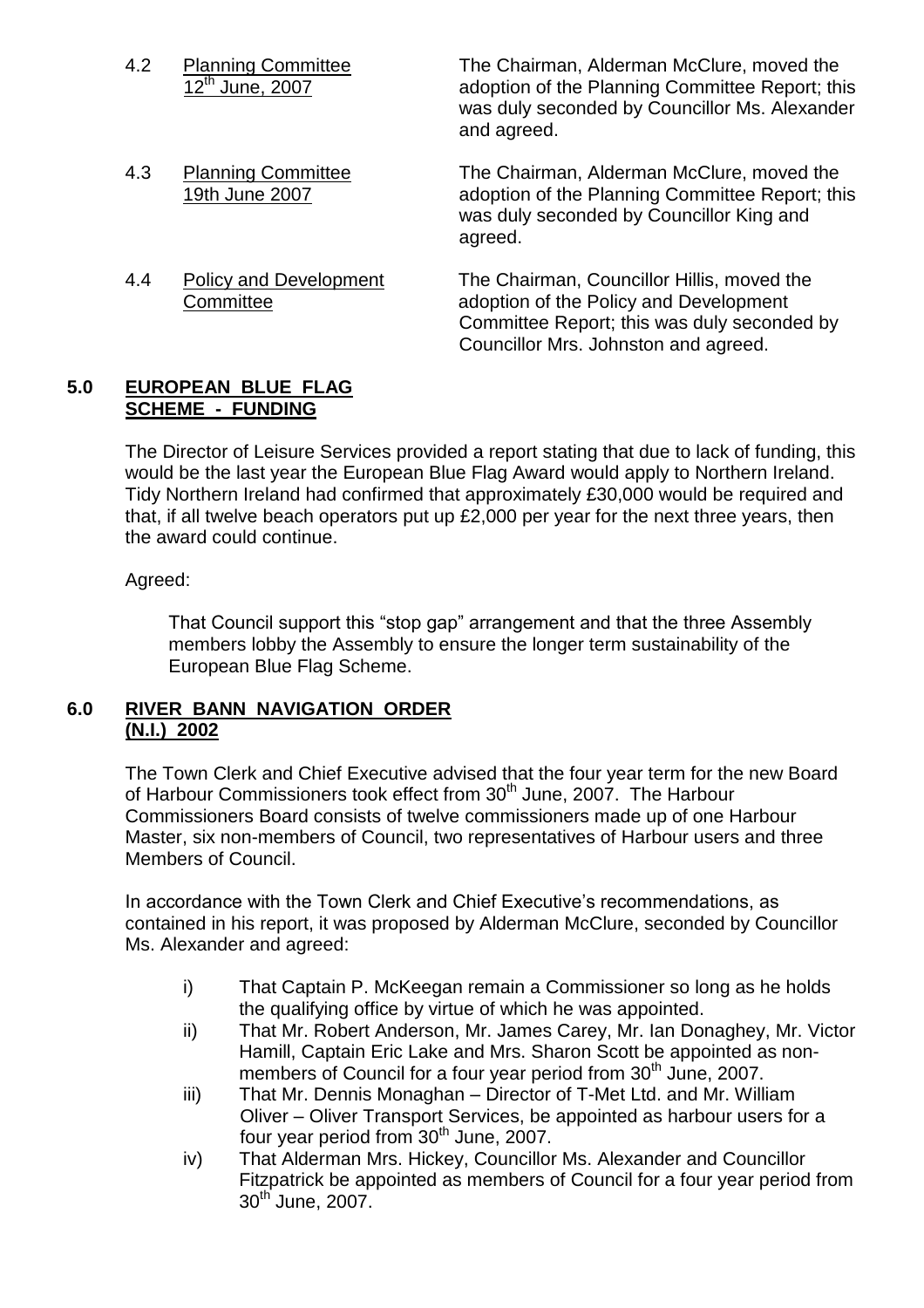4.2 Planning Committee 12th June, 2007 — The Chairman, Alderman McClure, moved the adoption of the Planning Committee Report; this was duly seconded by Councillor Ms. Alexander and agreed.

4.3 Planning Committee 19th June 2007 — The Chairman, Alderman McClure, moved the adoption of the Planning Committee Report; this was duly seconded by Councillor King and agreed.

4.4 Policy and Development Committee — The Chairman, Councillor Hillis, moved the adoption of the Policy and Development Committee Report; this was duly seconded by Councillor Mrs. Johnston and agreed.

## 5.0 EUROPEAN BLUE FLAG SCHEME - FUNDING

The Director of Leisure Services provided a report stating that due to lack of funding, this would be the last year the European Blue Flag Award would apply to Northern Ireland. Tidy Northern Ireland had confirmed that approximately £30,000 would be required and that, if all twelve beach operators put up £2,000 per year for the next three years, then the award could continue.

Agreed:

That Council support this "stop gap" arrangement and that the three Assembly members lobby the Assembly to ensure the longer term sustainability of the European Blue Flag Scheme.

## 6.0 RIVER BANN NAVIGATION ORDER (N.I.) 2002

The Town Clerk and Chief Executive advised that the four year term for the new Board of Harbour Commissioners took effect from 30th June, 2007. The Harbour Commissioners Board consists of twelve commissioners made up of one Harbour Master, six non-members of Council, two representatives of Harbour users and three Members of Council.

In accordance with the Town Clerk and Chief Executive's recommendations, as contained in his report, it was proposed by Alderman McClure, seconded by Councillor Ms. Alexander and agreed:

i) That Captain P. McKeegan remain a Commissioner so long as he holds the qualifying office by virtue of which he was appointed.

ii) That Mr. Robert Anderson, Mr. James Carey, Mr. Ian Donaghey, Mr. Victor Hamill, Captain Eric Lake and Mrs. Sharon Scott be appointed as non-members of Council for a four year period from 30th June, 2007.

iii) That Mr. Dennis Monaghan – Director of T-Met Ltd. and Mr. William Oliver – Oliver Transport Services, be appointed as harbour users for a four year period from 30th June, 2007.

iv) That Alderman Mrs. Hickey, Councillor Ms. Alexander and Councillor Fitzpatrick be appointed as members of Council for a four year period from 30th June, 2007.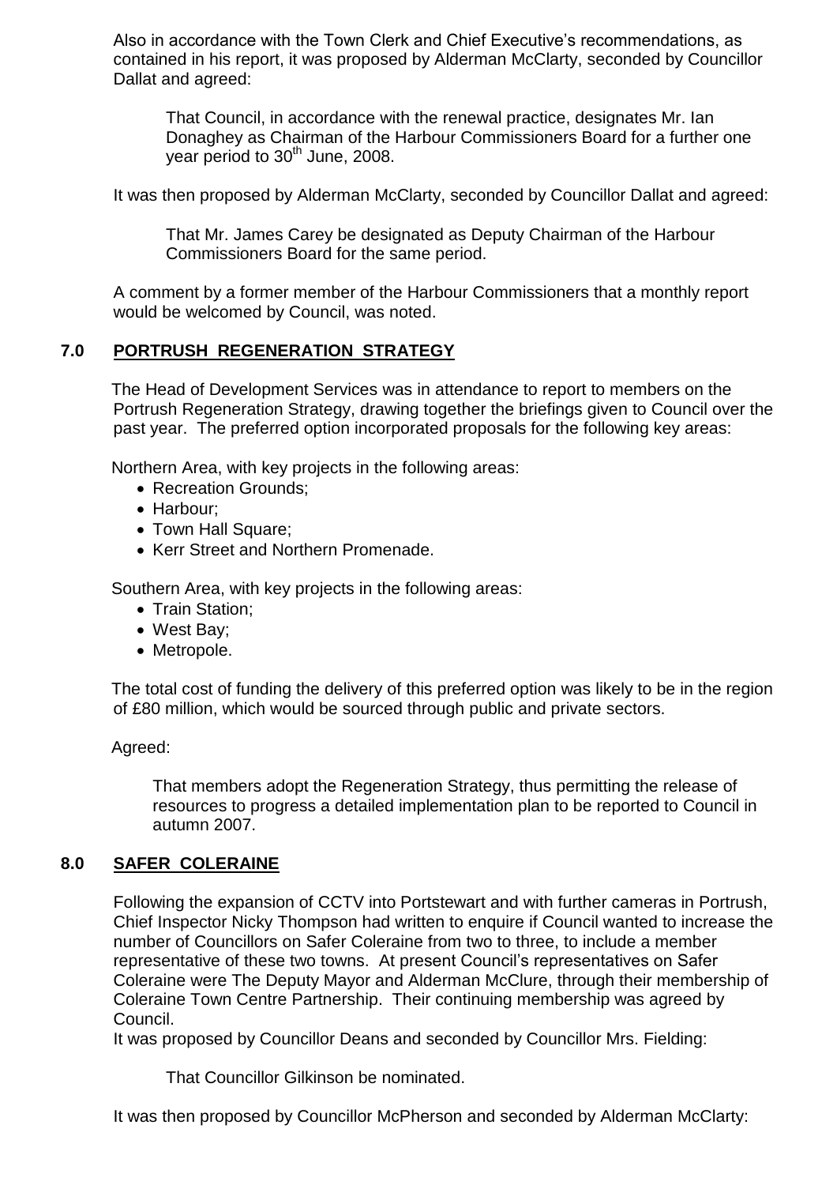Also in accordance with the Town Clerk and Chief Executive's recommendations, as contained in his report, it was proposed by Alderman McClarty, seconded by Councillor Dallat and agreed:

> That Council, in accordance with the renewal practice, designates Mr. Ian Donaghey as Chairman of the Harbour Commissioners Board for a further one year period to 30th June, 2008.

It was then proposed by Alderman McClarty, seconded by Councillor Dallat and agreed:

> That Mr. James Carey be designated as Deputy Chairman of the Harbour Commissioners Board for the same period.

A comment by a former member of the Harbour Commissioners that a monthly report would be welcomed by Council, was noted.

## 7.0 PORTRUSH REGENERATION STRATEGY

The Head of Development Services was in attendance to report to members on the Portrush Regeneration Strategy, drawing together the briefings given to Council over the past year. The preferred option incorporated proposals for the following key areas:

Northern Area, with key projects in the following areas:

- Recreation Grounds;
- Harbour;
- Town Hall Square;
- Kerr Street and Northern Promenade.

Southern Area, with key projects in the following areas:

- Train Station;
- West Bay;
- Metropole.

The total cost of funding the delivery of this preferred option was likely to be in the region of £80 million, which would be sourced through public and private sectors.

Agreed:

> That members adopt the Regeneration Strategy, thus permitting the release of resources to progress a detailed implementation plan to be reported to Council in autumn 2007.

## 8.0 SAFER COLERAINE

Following the expansion of CCTV into Portstewart and with further cameras in Portrush, Chief Inspector Nicky Thompson had written to enquire if Council wanted to increase the number of Councillors on Safer Coleraine from two to three, to include a member representative of these two towns. At present Council's representatives on Safer Coleraine were The Deputy Mayor and Alderman McClure, through their membership of Coleraine Town Centre Partnership. Their continuing membership was agreed by Council.

It was proposed by Councillor Deans and seconded by Councillor Mrs. Fielding:

> That Councillor Gilkinson be nominated.

It was then proposed by Councillor McPherson and seconded by Alderman McClarty: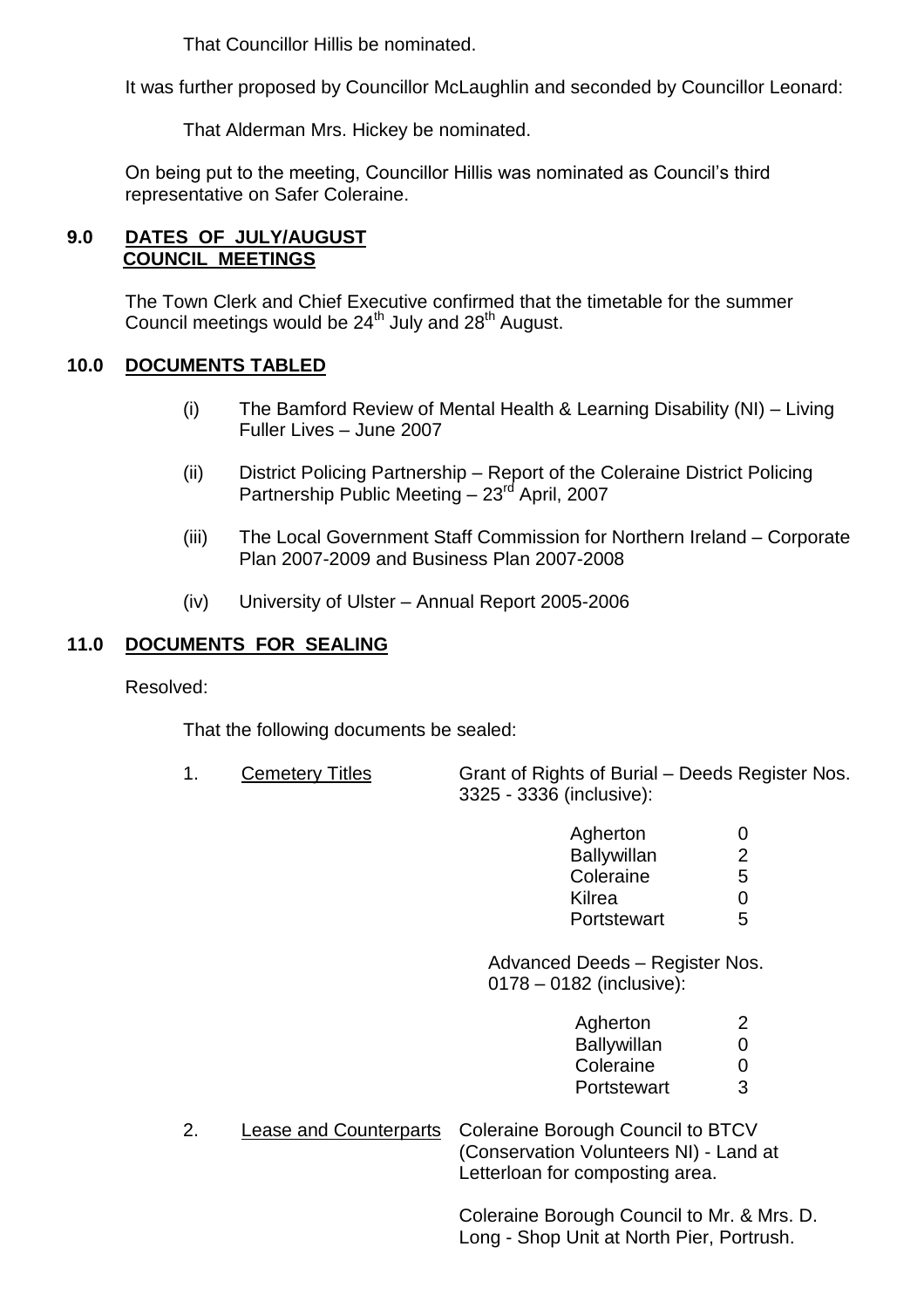That Councillor Hillis be nominated.

It was further proposed by Councillor McLaughlin and seconded by Councillor Leonard:

That Alderman Mrs. Hickey be nominated.

On being put to the meeting, Councillor Hillis was nominated as Council's third representative on Safer Coleraine.

## 9.0 DATES OF JULY/AUGUST COUNCIL MEETINGS

The Town Clerk and Chief Executive confirmed that the timetable for the summer Council meetings would be 24th July and 28th August.

## 10.0 DOCUMENTS TABLED

(i) The Bamford Review of Mental Health & Learning Disability (NI) – Living Fuller Lives – June 2007

(ii) District Policing Partnership – Report of the Coleraine District Policing Partnership Public Meeting – 23rd April, 2007

(iii) The Local Government Staff Commission for Northern Ireland – Corporate Plan 2007-2009 and Business Plan 2007-2008

(iv) University of Ulster – Annual Report 2005-2006

## 11.0 DOCUMENTS FOR SEALING

Resolved:

That the following documents be sealed:

1. Cemetery Titles — Grant of Rights of Burial – Deeds Register Nos. 3325 - 3336 (inclusive):

| | |
|---|---|
| Agherton | 0 |
| Ballywillan | 2 |
| Coleraine | 5 |
| Kilrea | 0 |
| Portstewart | 5 |

Advanced Deeds – Register Nos. 0178 – 0182 (inclusive):

| | |
|---|---|
| Agherton | 2 |
| Ballywillan | 0 |
| Coleraine | 0 |
| Portstewart | 3 |

2. Lease and Counterparts — Coleraine Borough Council to BTCV (Conservation Volunteers NI) - Land at Letterloan for composting area.

Coleraine Borough Council to Mr. & Mrs. D. Long - Shop Unit at North Pier, Portrush.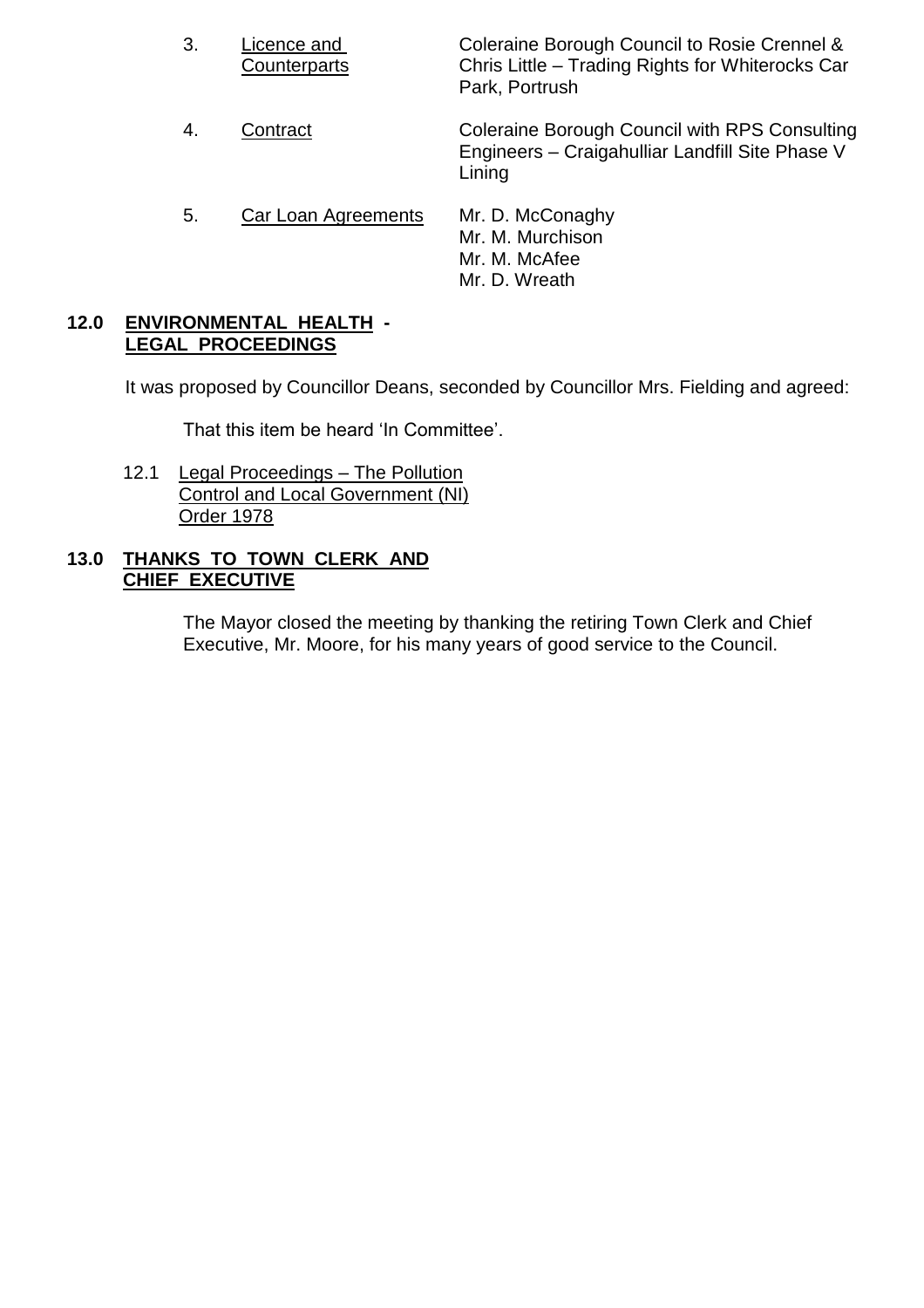| | | |
|---|---|---|
| 3. | Licence and Counterparts | Coleraine Borough Council to Rosie Crennel & Chris Little – Trading Rights for Whiterocks Car Park, Portrush |
| 4. | Contract | Coleraine Borough Council with RPS Consulting Engineers – Craigahulliar Landfill Site Phase V Lining |
| 5. | Car Loan Agreements | Mr. D. McConaghy<br>Mr. M. Murchison<br>Mr. M. McAfee<br>Mr. D. Wreath |

## 12.0 ENVIRONMENTAL HEALTH - LEGAL PROCEEDINGS

It was proposed by Councillor Deans, seconded by Councillor Mrs. Fielding and agreed:

That this item be heard 'In Committee'.

12.1 Legal Proceedings – The Pollution Control and Local Government (NI) Order 1978

## 13.0 THANKS TO TOWN CLERK AND CHIEF EXECUTIVE

The Mayor closed the meeting by thanking the retiring Town Clerk and Chief Executive, Mr. Moore, for his many years of good service to the Council.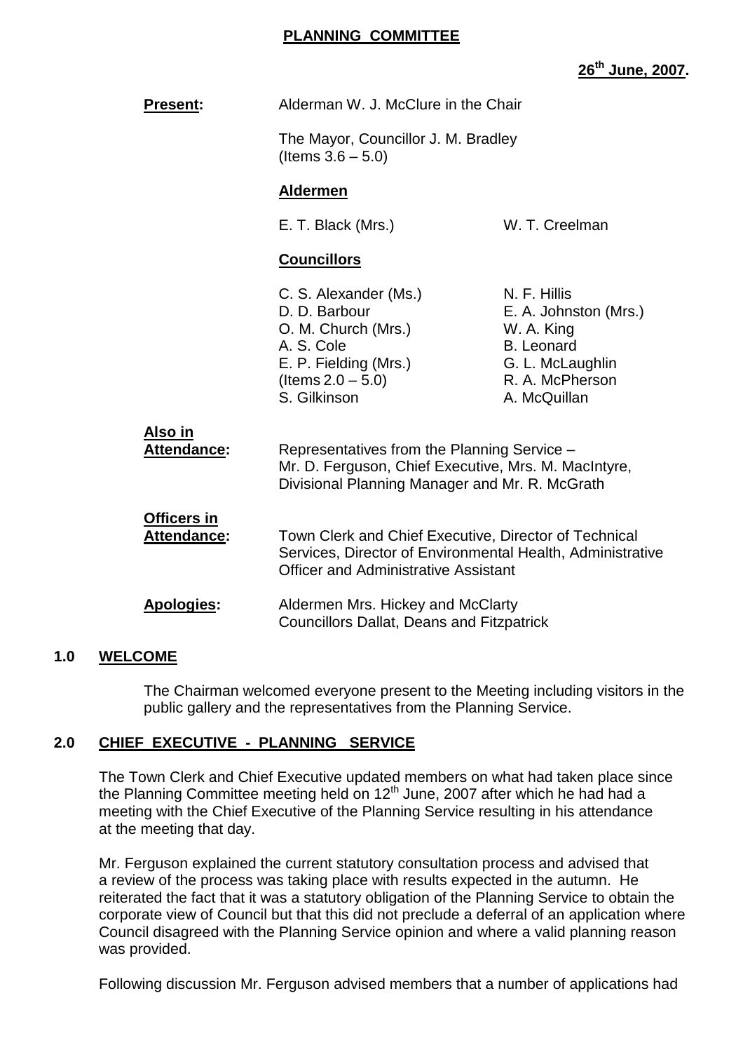# PLANNING COMMITTEE

**26th June, 2007.**

**Present:** Alderman W. J. McClure in the Chair

The Mayor, Councillor J. M. Bradley (Items 3.6 – 5.0)

**Aldermen**

E. T. Black (Mrs.)
W. T. Creelman

**Councillors**

C. S. Alexander (Ms.)
D. D. Barbour
O. M. Church (Mrs.)
A. S. Cole
E. P. Fielding (Mrs.) (Items 2.0 – 5.0)
S. Gilkinson
N. F. Hillis
E. A. Johnston (Mrs.)
W. A. King
B. Leonard
G. L. McLaughlin
R. A. McPherson
A. McQuillan

**Also in Attendance:** Representatives from the Planning Service – Mr. D. Ferguson, Chief Executive, Mrs. M. MacIntyre, Divisional Planning Manager and Mr. R. McGrath

**Officers in Attendance:** Town Clerk and Chief Executive, Director of Technical Services, Director of Environmental Health, Administrative Officer and Administrative Assistant

**Apologies:** Aldermen Mrs. Hickey and McClarty
Councillors Dallat, Deans and Fitzpatrick

## 1.0 WELCOME

The Chairman welcomed everyone present to the Meeting including visitors in the public gallery and the representatives from the Planning Service.

## 2.0 CHIEF EXECUTIVE - PLANNING SERVICE

The Town Clerk and Chief Executive updated members on what had taken place since the Planning Committee meeting held on 12th June, 2007 after which he had had a meeting with the Chief Executive of the Planning Service resulting in his attendance at the meeting that day.

Mr. Ferguson explained the current statutory consultation process and advised that a review of the process was taking place with results expected in the autumn. He reiterated the fact that it was a statutory obligation of the Planning Service to obtain the corporate view of Council but that this did not preclude a deferral of an application where Council disagreed with the Planning Service opinion and where a valid planning reason was provided.

Following discussion Mr. Ferguson advised members that a number of applications had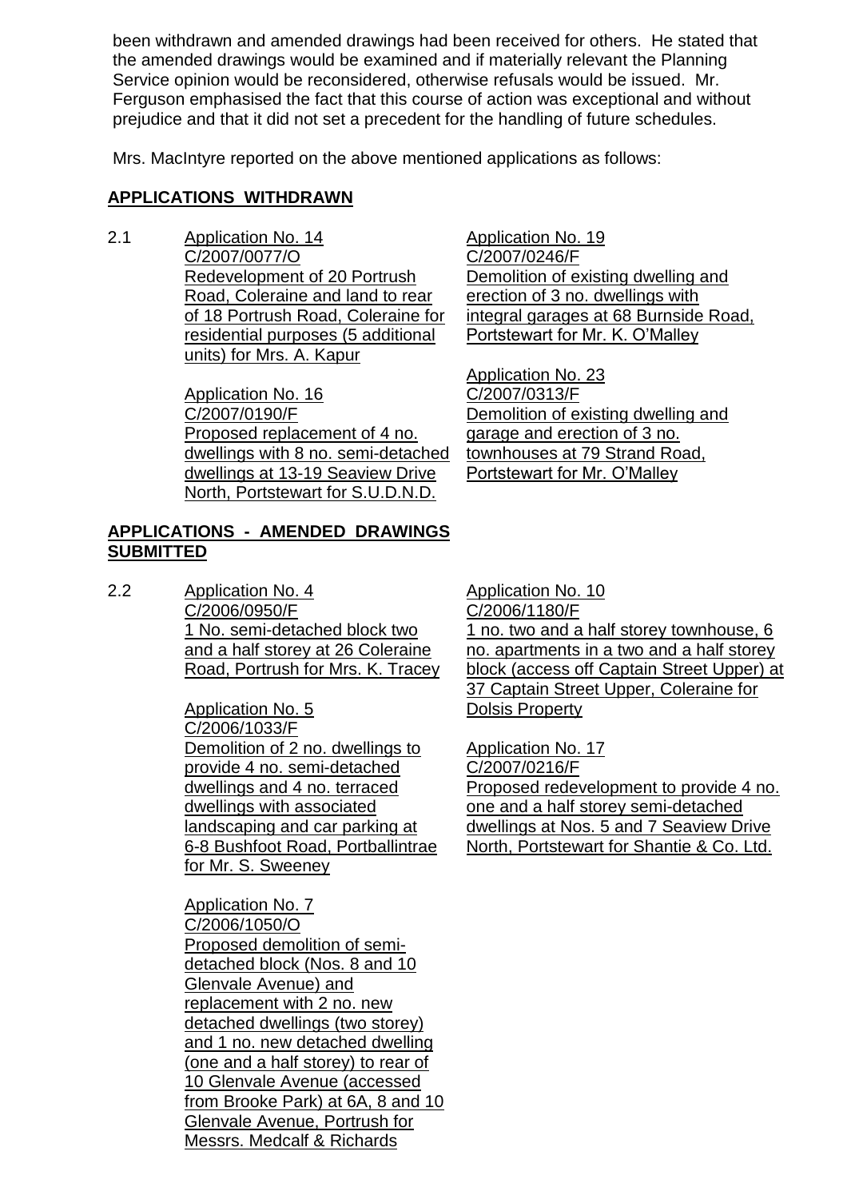been withdrawn and amended drawings had been received for others. He stated that the amended drawings would be examined and if materially relevant the Planning Service opinion would be reconsidered, otherwise refusals would be issued. Mr. Ferguson emphasised the fact that this course of action was exceptional and without prejudice and that it did not set a precedent for the handling of future schedules.

Mrs. MacIntyre reported on the above mentioned applications as follows:

**APPLICATIONS WITHDRAWN**

2.1 Application No. 14
C/2007/0077/O
Redevelopment of 20 Portrush Road, Coleraine and land to rear of 18 Portrush Road, Coleraine for residential purposes (5 additional units) for Mrs. A. Kapur

Application No. 16
C/2007/0190/F
Proposed replacement of 4 no. dwellings with 8 no. semi-detached dwellings at 13-19 Seaview Drive North, Portstewart for S.U.D.N.D.

Application No. 19
C/2007/0246/F
Demolition of existing dwelling and erection of 3 no. dwellings with integral garages at 68 Burnside Road, Portstewart for Mr. K. O'Malley

Application No. 23
C/2007/0313/F
Demolition of existing dwelling and garage and erection of 3 no. townhouses at 79 Strand Road, Portstewart for Mr. O'Malley

**APPLICATIONS - AMENDED DRAWINGS SUBMITTED**

2.2 Application No. 4
C/2006/0950/F
1 No. semi-detached block two and a half storey at 26 Coleraine Road, Portrush for Mrs. K. Tracey

Application No. 5
C/2006/1033/F
Demolition of 2 no. dwellings to provide 4 no. semi-detached dwellings and 4 no. terraced dwellings with associated landscaping and car parking at 6-8 Bushfoot Road, Portballintrae for Mr. S. Sweeney

Application No. 7
C/2006/1050/O
Proposed demolition of semi-detached block (Nos. 8 and 10 Glenvale Avenue) and replacement with 2 no. new detached dwellings (two storey) and 1 no. new detached dwelling (one and a half storey) to rear of 10 Glenvale Avenue (accessed from Brooke Park) at 6A, 8 and 10 Glenvale Avenue, Portrush for Messrs. Medcalf & Richards

Application No. 10
C/2006/1180/F
1 no. two and a half storey townhouse, 6 no. apartments in a two and a half storey block (access off Captain Street Upper) at 37 Captain Street Upper, Coleraine for Dolsis Property

Application No. 17
C/2007/0216/F
Proposed redevelopment to provide 4 no. one and a half storey semi-detached dwellings at Nos. 5 and 7 Seaview Drive North, Portstewart for Shantie & Co. Ltd.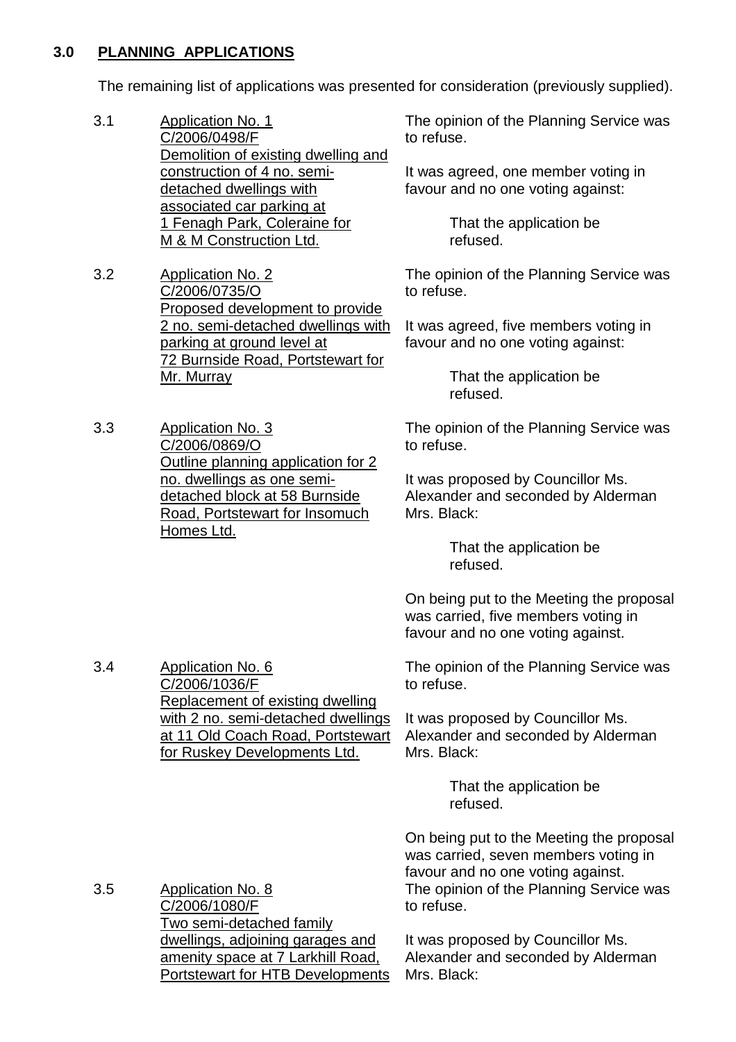## 3.0 PLANNING APPLICATIONS

The remaining list of applications was presented for consideration (previously supplied).

3.1 Application No. 1
C/2006/0498/F
Demolition of existing dwelling and construction of 4 no. semi-detached dwellings with associated car parking at 1 Fenagh Park, Coleraine for M & M Construction Ltd.

The opinion of the Planning Service was to refuse.

It was agreed, one member voting in favour and no one voting against:

> That the application be refused.

3.2 Application No. 2
C/2006/0735/O
Proposed development to provide 2 no. semi-detached dwellings with parking at ground level at 72 Burnside Road, Portstewart for Mr. Murray

The opinion of the Planning Service was to refuse.

It was agreed, five members voting in favour and no one voting against:

> That the application be refused.

3.3 Application No. 3
C/2006/0869/O
Outline planning application for 2 no. dwellings as one semi-detached block at 58 Burnside Road, Portstewart for Insomuch Homes Ltd.

The opinion of the Planning Service was to refuse.

It was proposed by Councillor Ms. Alexander and seconded by Alderman Mrs. Black:

> That the application be refused.

On being put to the Meeting the proposal was carried, five members voting in favour and no one voting against.

3.4 Application No. 6
C/2006/1036/F
Replacement of existing dwelling with 2 no. semi-detached dwellings at 11 Old Coach Road, Portstewart for Ruskey Developments Ltd.

The opinion of the Planning Service was to refuse.

It was proposed by Councillor Ms. Alexander and seconded by Alderman Mrs. Black:

> That the application be refused.

On being put to the Meeting the proposal was carried, seven members voting in favour and no one voting against.

3.5 Application No. 8
C/2006/1080/F
Two semi-detached family dwellings, adjoining garages and amenity space at 7 Larkhill Road, Portstewart for HTB Developments

The opinion of the Planning Service was to refuse.

It was proposed by Councillor Ms. Alexander and seconded by Alderman Mrs. Black: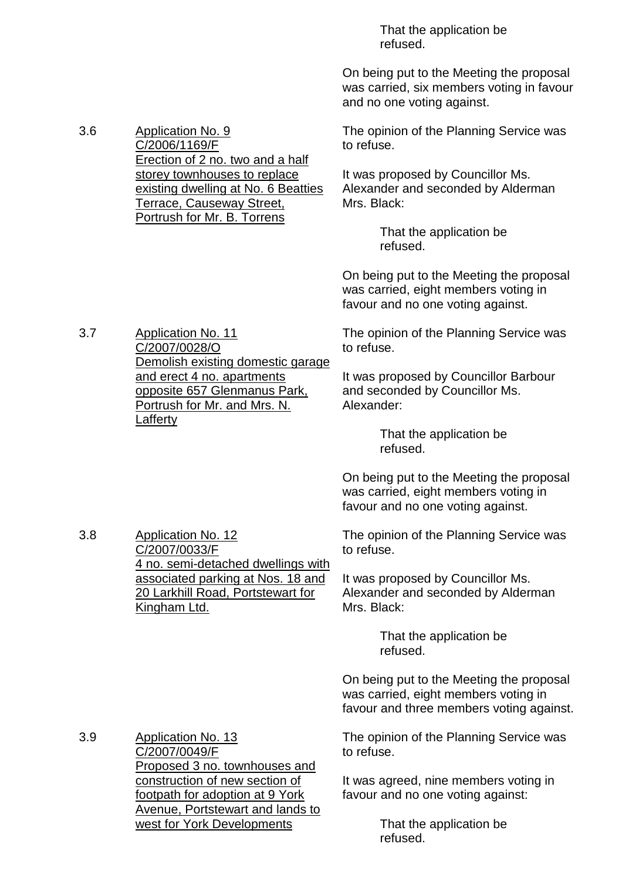That the application be refused.

On being put to the Meeting the proposal was carried, six members voting in favour and no one voting against.

3.6 <u>Application No. 9 C/2006/1169/F Erection of 2 no. two and a half storey townhouses to replace existing dwelling at No. 6 Beatties Terrace, Causeway Street, Portrush for Mr. B. Torrens</u>

The opinion of the Planning Service was to refuse.

It was proposed by Councillor Ms. Alexander and seconded by Alderman Mrs. Black:

That the application be refused.

On being put to the Meeting the proposal was carried, eight members voting in favour and no one voting against.

3.7 <u>Application No. 11 C/2007/0028/O Demolish existing domestic garage and erect 4 no. apartments opposite 657 Glenmanus Park, Portrush for Mr. and Mrs. N. Lafferty</u>

The opinion of the Planning Service was to refuse.

It was proposed by Councillor Barbour and seconded by Councillor Ms. Alexander:

That the application be refused.

On being put to the Meeting the proposal was carried, eight members voting in favour and no one voting against.

3.8 <u>Application No. 12 C/2007/0033/F 4 no. semi-detached dwellings with associated parking at Nos. 18 and 20 Larkhill Road, Portstewart for Kingham Ltd.</u>

The opinion of the Planning Service was to refuse.

It was proposed by Councillor Ms. Alexander and seconded by Alderman Mrs. Black:

That the application be refused.

On being put to the Meeting the proposal was carried, eight members voting in favour and three members voting against.

3.9 <u>Application No. 13 C/2007/0049/F Proposed 3 no. townhouses and construction of new section of footpath for adoption at 9 York Avenue, Portstewart and lands to west for York Developments</u>

The opinion of the Planning Service was to refuse.

It was agreed, nine members voting in favour and no one voting against:

That the application be refused.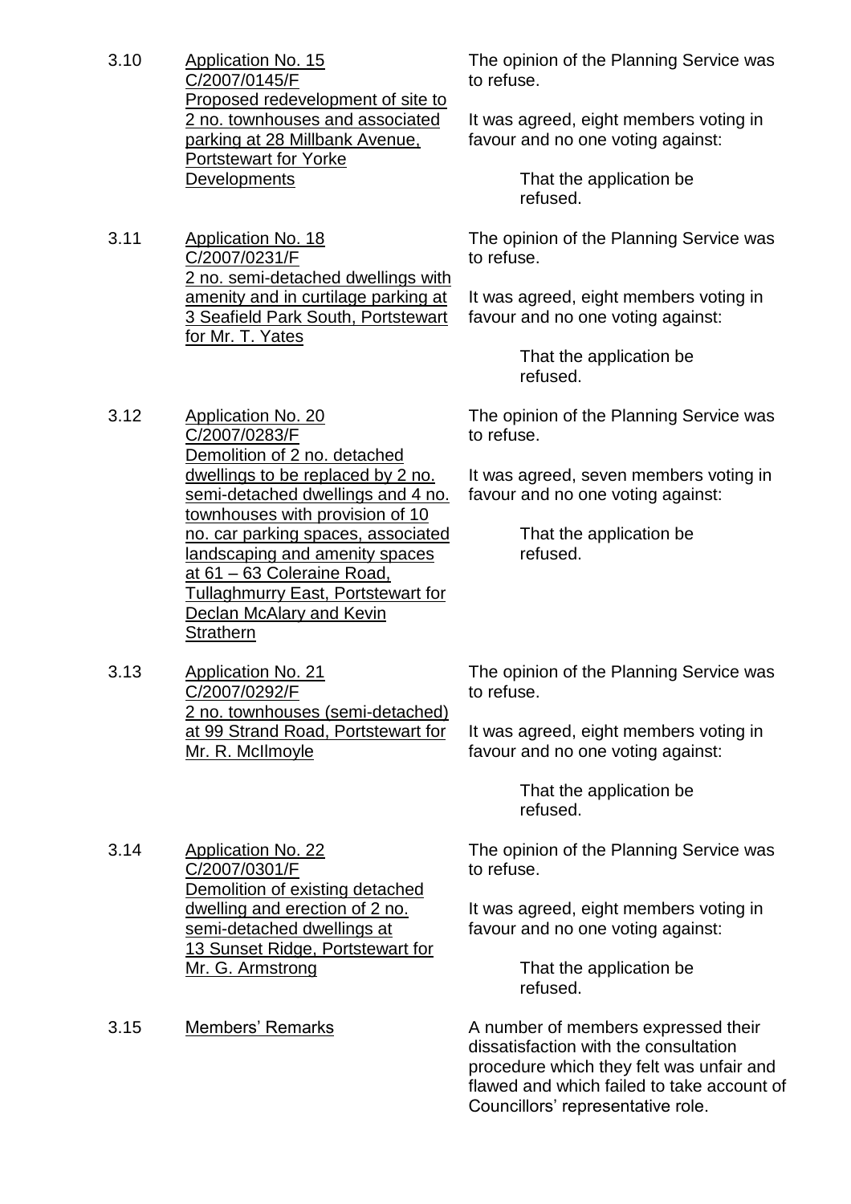3.10 <u>Application No. 15 C/2007/0145/F Proposed redevelopment of site to 2 no. townhouses and associated parking at 28 Millbank Avenue, Portstewart for Yorke Developments</u>

The opinion of the Planning Service was to refuse.

It was agreed, eight members voting in favour and no one voting against:

> That the application be refused.

3.11 <u>Application No. 18 C/2007/0231/F 2 no. semi-detached dwellings with amenity and in curtilage parking at 3 Seafield Park South, Portstewart for Mr. T. Yates</u>

The opinion of the Planning Service was to refuse.

It was agreed, eight members voting in favour and no one voting against:

> That the application be refused.

3.12 <u>Application No. 20 C/2007/0283/F Demolition of 2 no. detached dwellings to be replaced by 2 no. semi-detached dwellings and 4 no. townhouses with provision of 10 no. car parking spaces, associated landscaping and amenity spaces at 61 – 63 Coleraine Road, Tullaghmurry East, Portstewart for Declan McAlary and Kevin Strathern</u>

The opinion of the Planning Service was to refuse.

It was agreed, seven members voting in favour and no one voting against:

> That the application be refused.

3.13 <u>Application No. 21 C/2007/0292/F 2 no. townhouses (semi-detached) at 99 Strand Road, Portstewart for Mr. R. McIlmoyle</u>

The opinion of the Planning Service was to refuse.

It was agreed, eight members voting in favour and no one voting against:

> That the application be refused.

3.14 <u>Application No. 22 C/2007/0301/F Demolition of existing detached dwelling and erection of 2 no. semi-detached dwellings at 13 Sunset Ridge, Portstewart for Mr. G. Armstrong</u>

The opinion of the Planning Service was to refuse.

It was agreed, eight members voting in favour and no one voting against:

> That the application be refused.

3.15 <u>Members' Remarks</u>

A number of members expressed their dissatisfaction with the consultation procedure which they felt was unfair and flawed and which failed to take account of Councillors' representative role.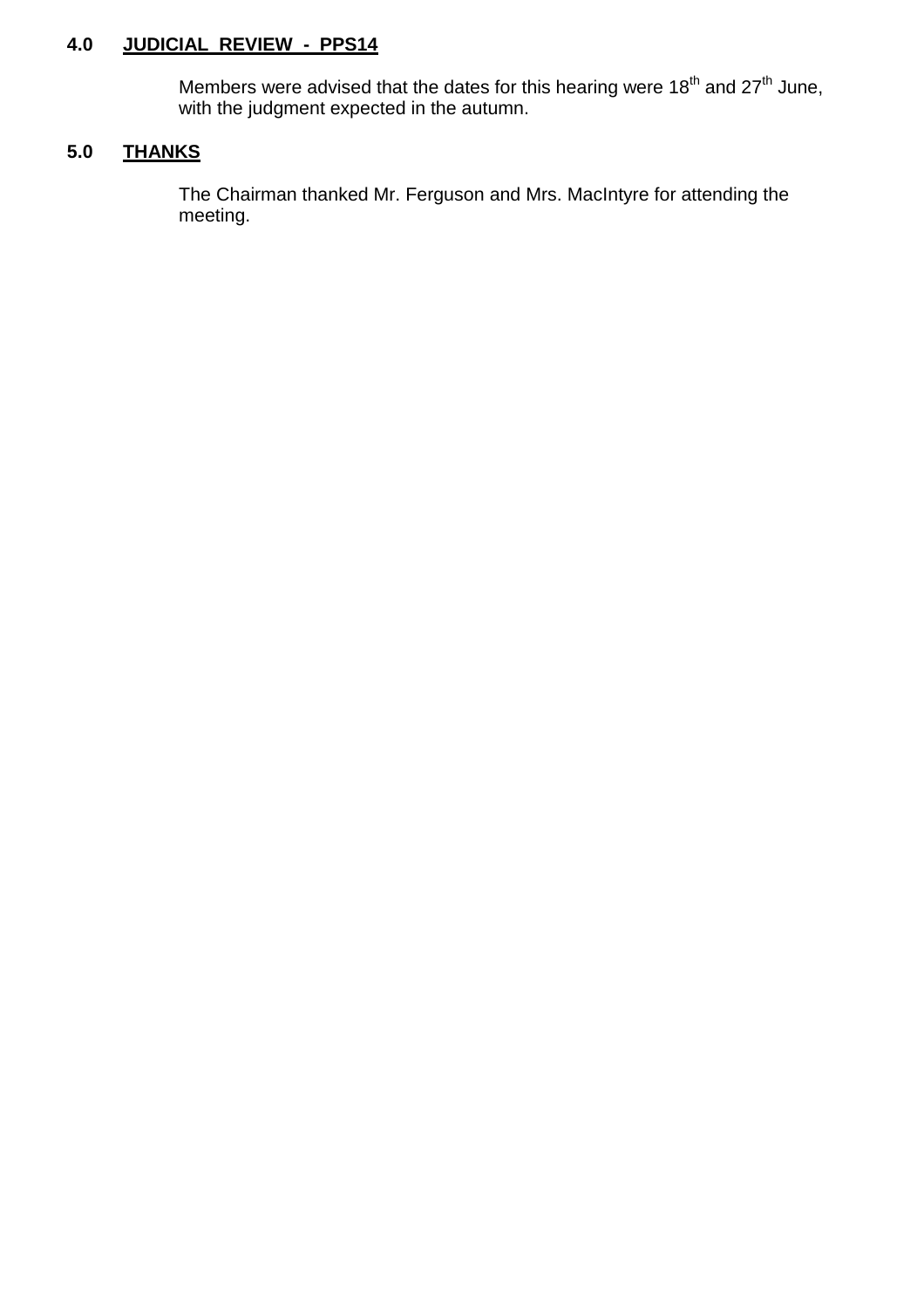## 4.0 JUDICIAL REVIEW - PPS14

Members were advised that the dates for this hearing were 18th and 27th June, with the judgment expected in the autumn.

## 5.0 THANKS

The Chairman thanked Mr. Ferguson and Mrs. MacIntyre for attending the meeting.